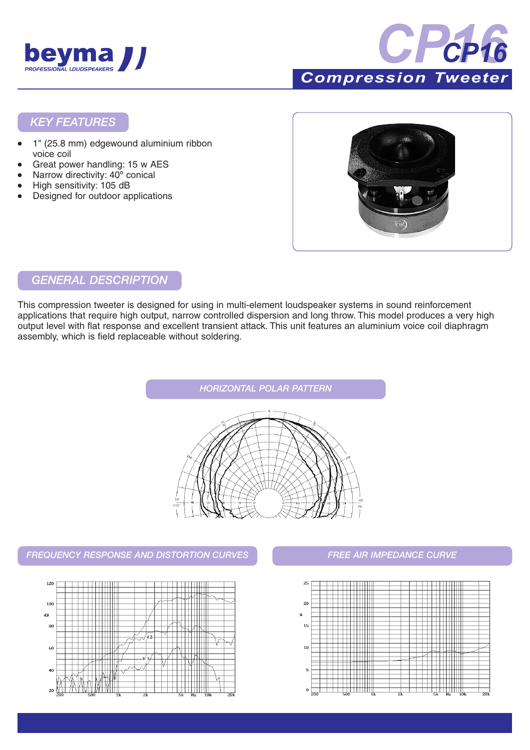beyma
PROFESSIONAL LOUDSPEAKERS

# CP16

## Compression Tweeter

## KEY FEATURES

- 1" (25.8 mm) edgewound aluminium ribbon voice coil
- Great power handling: 15 w AES
- Narrow directivity: 40º conical
- High sensitivity: 105 dB
- Designed for outdoor applications

## GENERAL DESCRIPTION

This compression tweeter is designed for using in multi-element loudspeaker systems in sound reinforcement applications that require high output, narrow controlled dispersion and long throw. This model produces a very high output level with flat response and excellent transient attack. This unit features an aluminium voice coil diaphragm assembly, which is field replaceable without soldering.

## HORIZONTAL POLAR PATTERN

## FREQUENCY RESPONSE AND DISTORTION CURVES

## FREE AIR IMPEDANCE CURVE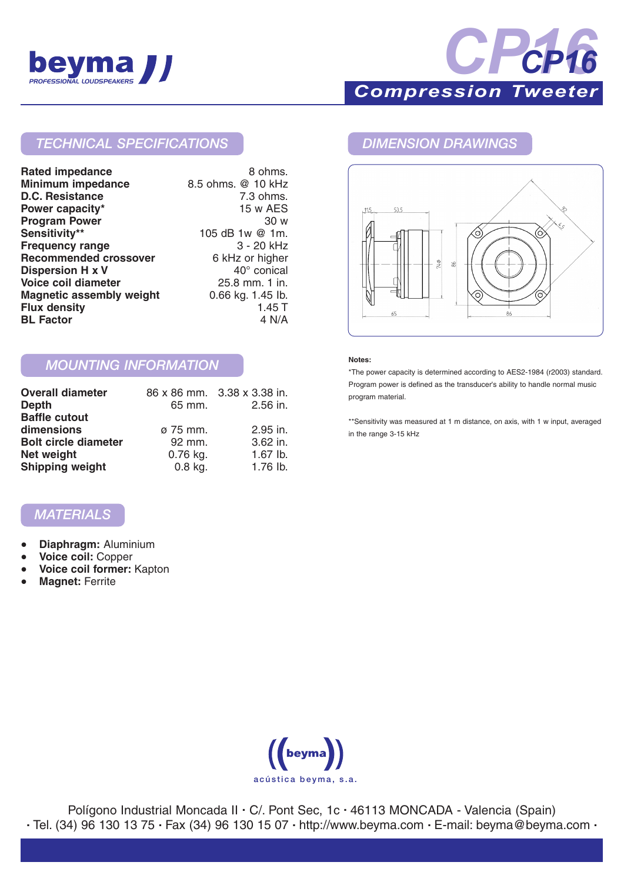# CP16

## Compression Tweeter

## TECHNICAL SPECIFICATIONS

| | |
|---|---|
| **Rated impedance** | 8 ohms. |
| **Minimum impedance** | 8.5 ohms. @ 10 kHz |
| **D.C. Resistance** | 7.3 ohms. |
| **Power capacity*** | 15 w AES |
| **Program Power** | 30 w |
| **Sensitivity**** | 105 dB 1w @ 1m. |
| **Frequency range** | 3 - 20 kHz |
| **Recommended crossover** | 6 kHz or higher |
| **Dispersion H x V** | 40° conical |
| **Voice coil diameter** | 25.8 mm. 1 in. |
| **Magnetic assembly weight** | 0.66 kg. 1.45 lb. |
| **Flux density** | 1.45 T |
| **BL Factor** | 4 N/A |

## MOUNTING INFORMATION

| | | |
|---|---|---|
| **Overall diameter** | 86 x 86 mm. | 3.38 x 3.38 in. |
| **Depth** | 65 mm. | 2.56 in. |
| **Baffle cutout dimensions** | ø 75 mm. | 2.95 in. |
| **Bolt circle diameter** | 92 mm. | 3.62 in. |
| **Net weight** | 0.76 kg. | 1.67 lb. |
| **Shipping weight** | 0.8 kg. | 1.76 lb. |

## MATERIALS

- **Diaphragm:** Aluminium
- **Voice coil:** Copper
- **Voice coil former:** Kapton
- **Magnet:** Ferrite

## DIMENSION DRAWINGS

11.5
53.5
92
4.5
74 Ø
86
65
86

**Notes:**

*The power capacity is determined according to AES2-1984 (r2003) standard. Program power is defined as the transducer's ability to handle normal music program material.

**Sensitivity was measured at 1 m distance, on axis, with 1 w input, averaged in the range 3-15 kHz

acústica beyma, s.a.

Polígono Industrial Moncada II · C/. Pont Sec, 1c · 46113 MONCADA - Valencia (Spain)
· Tel. (34) 96 130 13 75 · Fax (34) 96 130 15 07 · http://www.beyma.com · E-mail: beyma@beyma.com ·